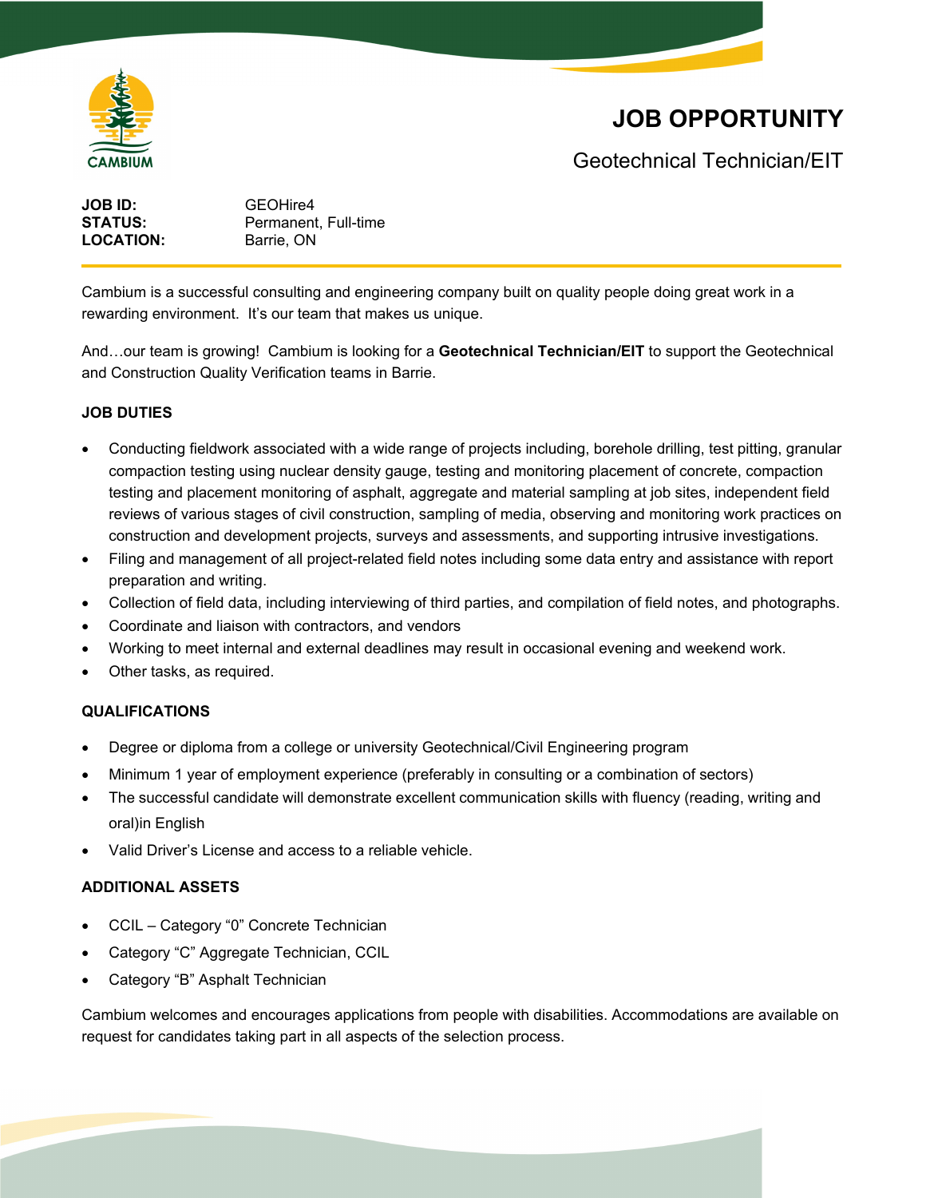# JOB OPPORTUNITY

## Geotechnical Technician/EIT

**JOB ID:** GEOHire4
**STATUS:** Permanent, Full-time
**LOCATION:** Barrie, ON

Cambium is a successful consulting and engineering company built on quality people doing great work in a rewarding environment. It's our team that makes us unique.

And…our team is growing! Cambium is looking for a **Geotechnical Technician/EIT** to support the Geotechnical and Construction Quality Verification teams in Barrie.

### JOB DUTIES

- Conducting fieldwork associated with a wide range of projects including, borehole drilling, test pitting, granular compaction testing using nuclear density gauge, testing and monitoring placement of concrete, compaction testing and placement monitoring of asphalt, aggregate and material sampling at job sites, independent field reviews of various stages of civil construction, sampling of media, observing and monitoring work practices on construction and development projects, surveys and assessments, and supporting intrusive investigations.
- Filing and management of all project-related field notes including some data entry and assistance with report preparation and writing.
- Collection of field data, including interviewing of third parties, and compilation of field notes, and photographs.
- Coordinate and liaison with contractors, and vendors
- Working to meet internal and external deadlines may result in occasional evening and weekend work.
- Other tasks, as required.

### QUALIFICATIONS

- Degree or diploma from a college or university Geotechnical/Civil Engineering program
- Minimum 1 year of employment experience (preferably in consulting or a combination of sectors)
- The successful candidate will demonstrate excellent communication skills with fluency (reading, writing and oral)in English
- Valid Driver's License and access to a reliable vehicle.

### ADDITIONAL ASSETS

- CCIL – Category "0" Concrete Technician
- Category "C" Aggregate Technician, CCIL
- Category "B" Asphalt Technician

Cambium welcomes and encourages applications from people with disabilities. Accommodations are available on request for candidates taking part in all aspects of the selection process.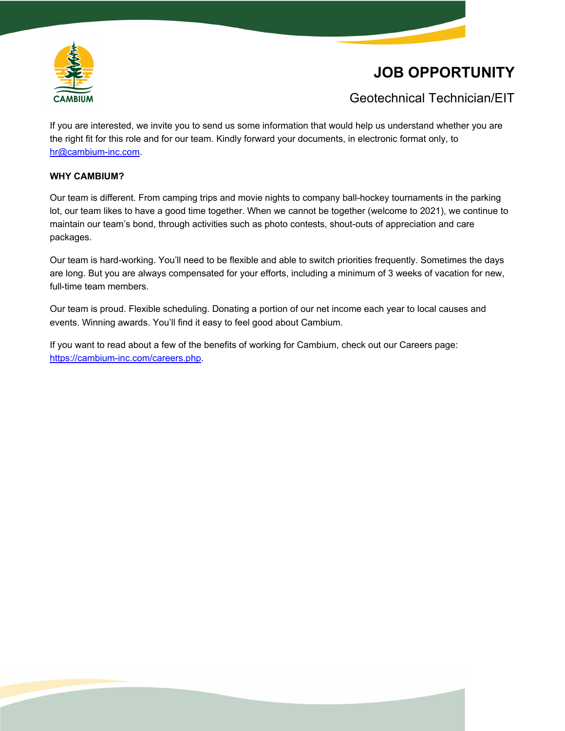# JOB OPPORTUNITY

## Geotechnical Technician/EIT

If you are interested, we invite you to send us some information that would help us understand whether you are the right fit for this role and for our team. Kindly forward your documents, in electronic format only, to hr@cambium-inc.com.

**WHY CAMBIUM?**

Our team is different. From camping trips and movie nights to company ball-hockey tournaments in the parking lot, our team likes to have a good time together. When we cannot be together (welcome to 2021), we continue to maintain our team's bond, through activities such as photo contests, shout-outs of appreciation and care packages.

Our team is hard-working. You'll need to be flexible and able to switch priorities frequently. Sometimes the days are long. But you are always compensated for your efforts, including a minimum of 3 weeks of vacation for new, full-time team members.

Our team is proud. Flexible scheduling. Donating a portion of our net income each year to local causes and events. Winning awards. You'll find it easy to feel good about Cambium.

If you want to read about a few of the benefits of working for Cambium, check out our Careers page: https://cambium-inc.com/careers.php.